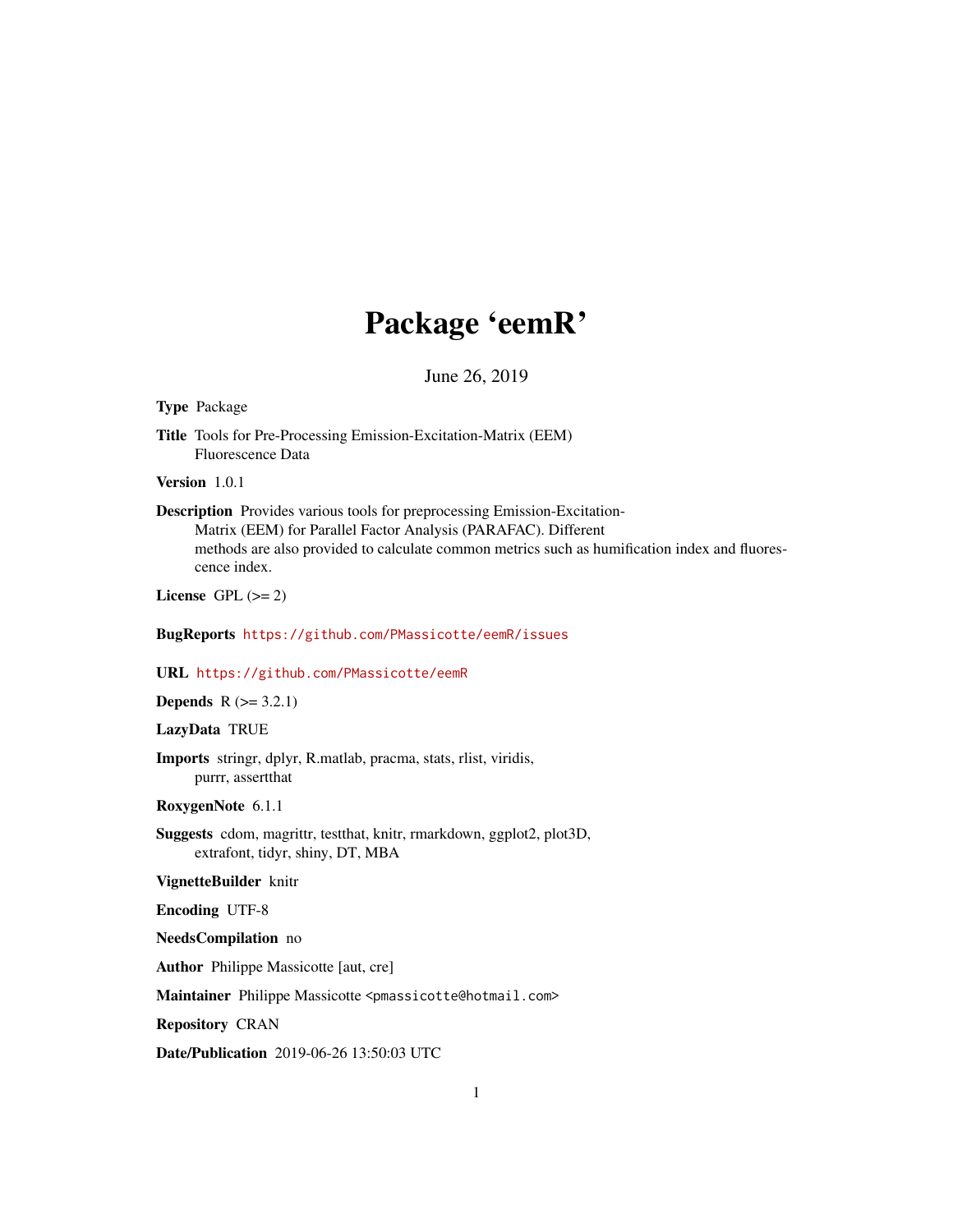# Package 'eemR'

June 26, 2019

**Type** Package

**Title** Tools for Pre-Processing Emission-Excitation-Matrix (EEM) Fluorescence Data

**Version** 1.0.1

**Description** Provides various tools for preprocessing Emission-Excitation-Matrix (EEM) for Parallel Factor Analysis (PARAFAC). Different methods are also provided to calculate common metrics such as humification index and fluorescence index.

**License** GPL (>= 2)

**BugReports** https://github.com/PMassicotte/eemR/issues

**URL** https://github.com/PMassicotte/eemR

**Depends** R (>= 3.2.1)

**LazyData** TRUE

**Imports** stringr, dplyr, R.matlab, pracma, stats, rlist, viridis, purrr, assertthat

**RoxygenNote** 6.1.1

**Suggests** cdom, magrittr, testthat, knitr, rmarkdown, ggplot2, plot3D, extrafont, tidyr, shiny, DT, MBA

**VignetteBuilder** knitr

**Encoding** UTF-8

**NeedsCompilation** no

**Author** Philippe Massicotte [aut, cre]

**Maintainer** Philippe Massicotte <pmassicotte@hotmail.com>

**Repository** CRAN

**Date/Publication** 2019-06-26 13:50:03 UTC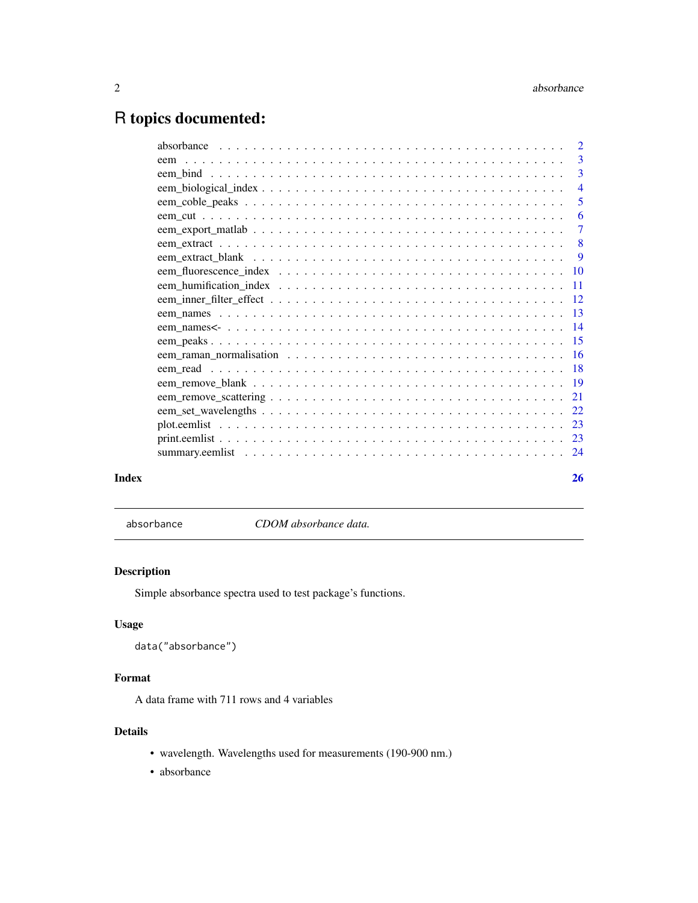# R topics documented:

| | |
|---|---|
| absorbance | 2 |
| eem | 3 |
| eem_bind | 3 |
| eem_biological_index | 4 |
| eem_coble_peaks | 5 |
| eem_cut | 6 |
| eem_export_matlab | 7 |
| eem_extract | 8 |
| eem_extract_blank | 9 |
| eem_fluorescence_index | 10 |
| eem_humification_index | 11 |
| eem_inner_filter_effect | 12 |
| eem_names | 13 |
| eem_names<- | 14 |
| eem_peaks | 15 |
| eem_raman_normalisation | 16 |
| eem_read | 18 |
| eem_remove_blank | 19 |
| eem_remove_scattering | 21 |
| eem_set_wavelengths | 22 |
| plot.eemlist | 23 |
| print.eemlist | 23 |
| summary.eemlist | 24 |

**Index** **26**

---

`absorbance` *CDOM absorbance data.*

---

### Description

Simple absorbance spectra used to test package's functions.

### Usage

```
data("absorbance")
```

### Format

A data frame with 711 rows and 4 variables

### Details

- wavelength. Wavelengths used for measurements (190-900 nm.)
- absorbance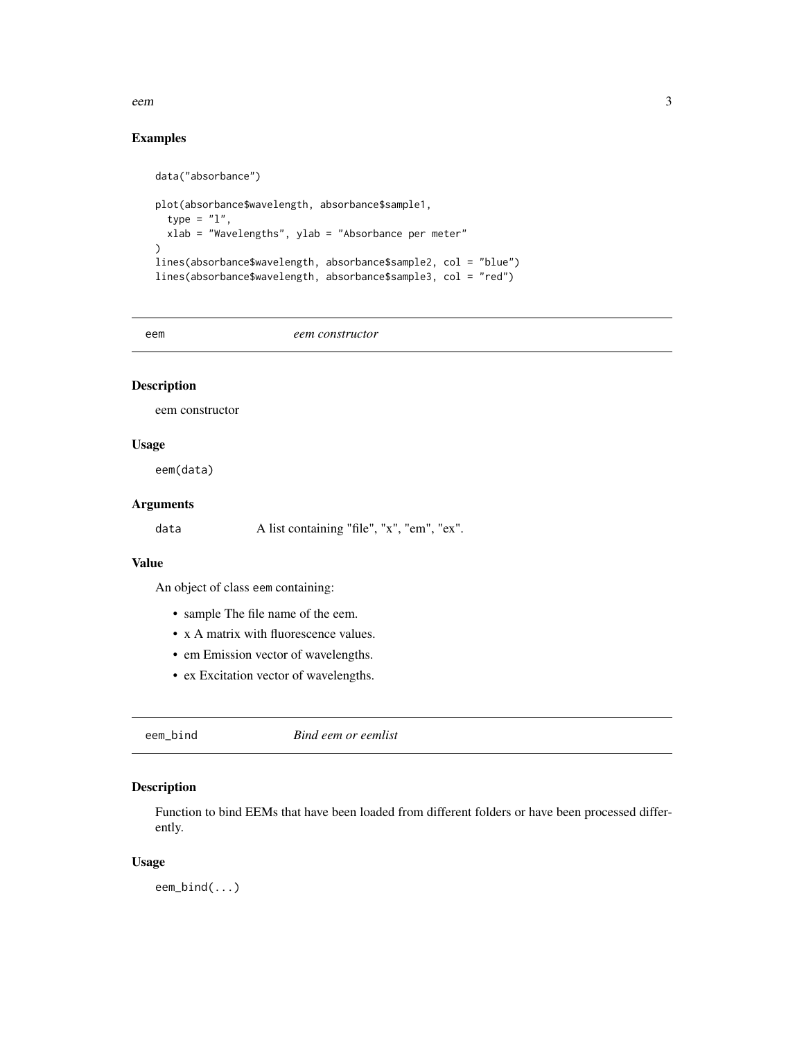## Examples

```
data("absorbance")

plot(absorbance$wavelength, absorbance$sample1,
  type = "l",
  xlab = "Wavelengths", ylab = "Absorbance per meter"
)
lines(absorbance$wavelength, absorbance$sample2, col = "blue")
lines(absorbance$wavelength, absorbance$sample3, col = "red")
```

---

# eem — *eem constructor*

## Description

eem constructor

## Usage

```
eem(data)
```

## Arguments

`data` A list containing "file", "x", "em", "ex".

## Value

An object of class eem containing:

- sample The file name of the eem.
- x A matrix with fluorescence values.
- em Emission vector of wavelengths.
- ex Excitation vector of wavelengths.

---

# eem_bind — *Bind eem or eemlist*

## Description

Function to bind EEMs that have been loaded from different folders or have been processed differently.

## Usage

```
eem_bind(...)
```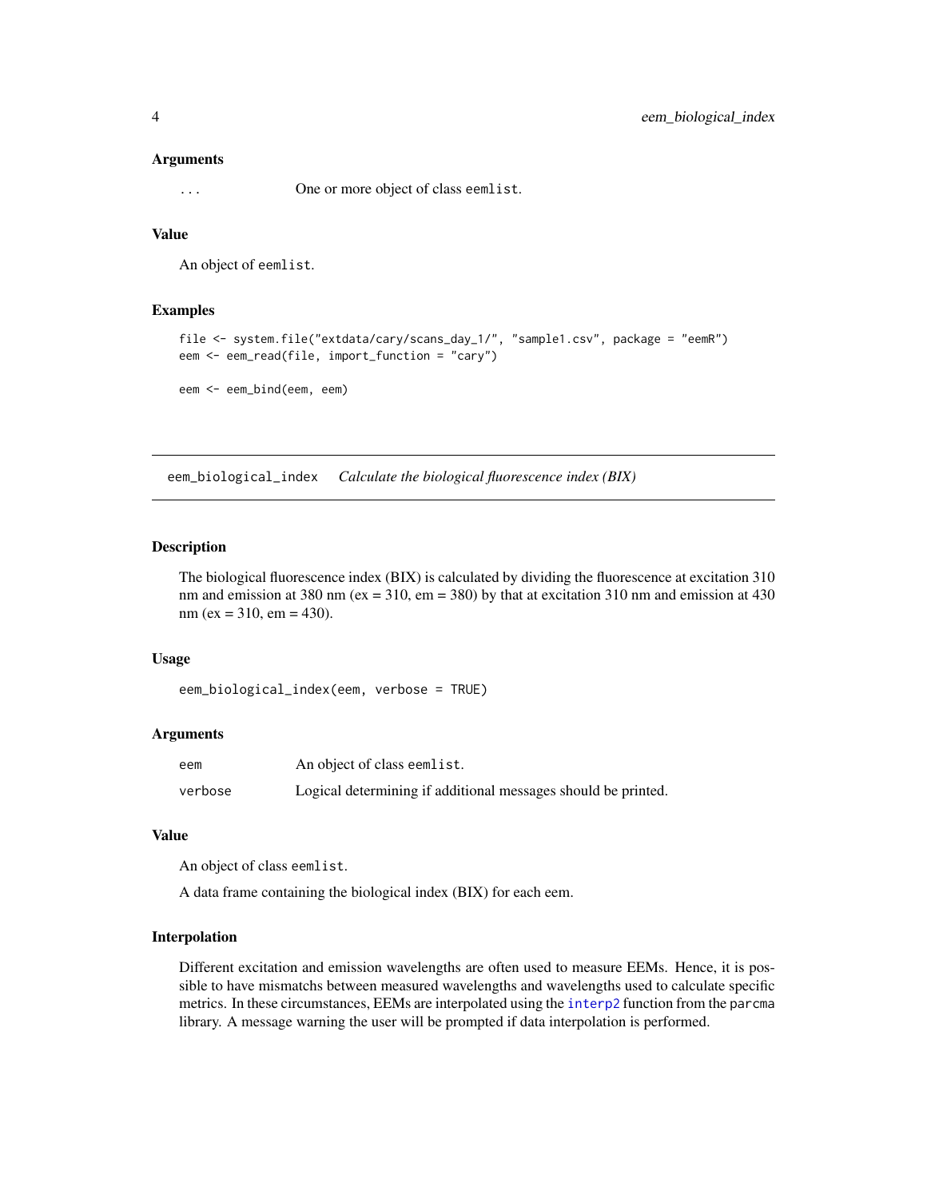### Arguments

| | |
|---|---|
| ... | One or more object of class eemlist. |

### Value

An object of eemlist.

### Examples

```
file <- system.file("extdata/cary/scans_day_1/", "sample1.csv", package = "eemR")
eem <- eem_read(file, import_function = "cary")

eem <- eem_bind(eem, eem)
```

---

## eem_biological_index    *Calculate the biological fluorescence index (BIX)*

---

### Description

The biological fluorescence index (BIX) is calculated by dividing the fluorescence at excitation 310 nm and emission at 380 nm (ex = 310, em = 380) by that at excitation 310 nm and emission at 430 nm (ex = 310, em = 430).

### Usage

```
eem_biological_index(eem, verbose = TRUE)
```

### Arguments

| | |
|---|---|
| eem | An object of class eemlist. |
| verbose | Logical determining if additional messages should be printed. |

### Value

An object of class eemlist.

A data frame containing the biological index (BIX) for each eem.

### Interpolation

Different excitation and emission wavelengths are often used to measure EEMs. Hence, it is possible to have mismatchs between measured wavelengths and wavelengths used to calculate specific metrics. In these circumstances, EEMs are interpolated using the interp2 function from the parcma library. A message warning the user will be prompted if data interpolation is performed.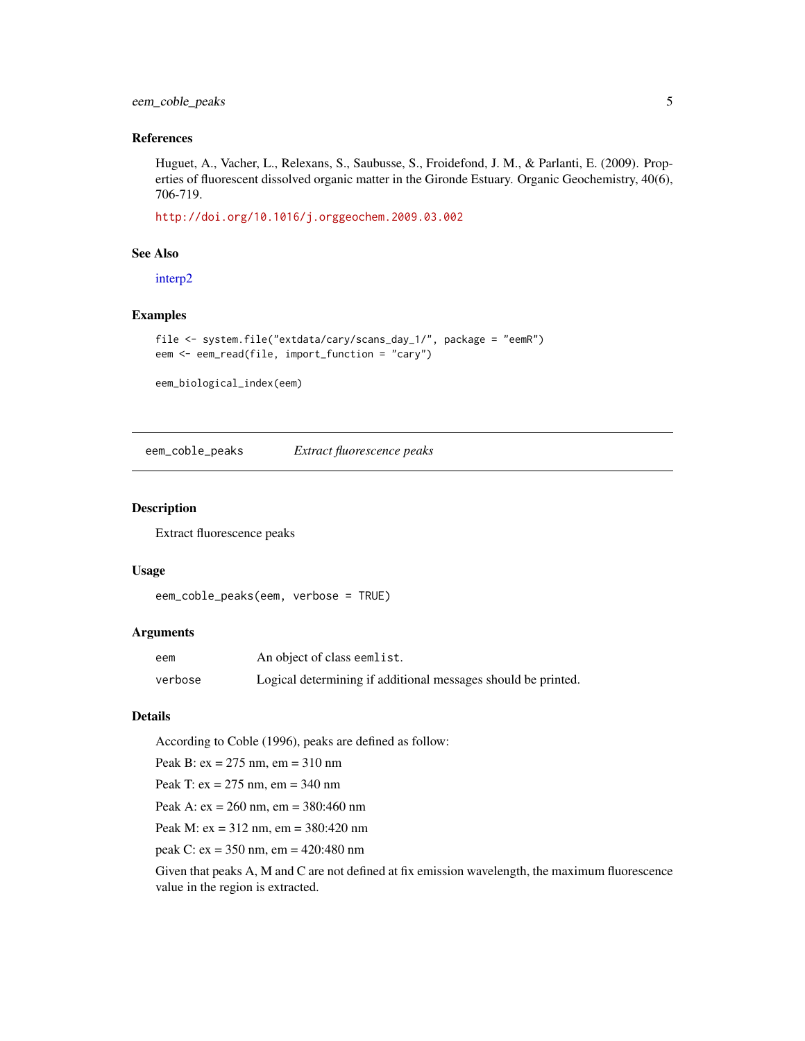### References

Huguet, A., Vacher, L., Relexans, S., Saubusse, S., Froidefond, J. M., & Parlanti, E. (2009). Properties of fluorescent dissolved organic matter in the Gironde Estuary. Organic Geochemistry, 40(6), 706-719.

http://doi.org/10.1016/j.orggeochem.2009.03.002

### See Also

interp2

### Examples

```
file <- system.file("extdata/cary/scans_day_1/", package = "eemR")
eem <- eem_read(file, import_function = "cary")

eem_biological_index(eem)
```

---

## eem_coble_peaks    *Extract fluorescence peaks*

### Description

Extract fluorescence peaks

### Usage

```
eem_coble_peaks(eem, verbose = TRUE)
```

### Arguments

| | |
|---|---|
| eem | An object of class eemlist. |
| verbose | Logical determining if additional messages should be printed. |

### Details

According to Coble (1996), peaks are defined as follow:

Peak B: ex = 275 nm, em = 310 nm

Peak T: ex = 275 nm, em = 340 nm

Peak A: ex = 260 nm, em = 380:460 nm

Peak M: ex = 312 nm, em = 380:420 nm

peak C: ex = 350 nm, em = 420:480 nm

Given that peaks A, M and C are not defined at fix emission wavelength, the maximum fluorescence value in the region is extracted.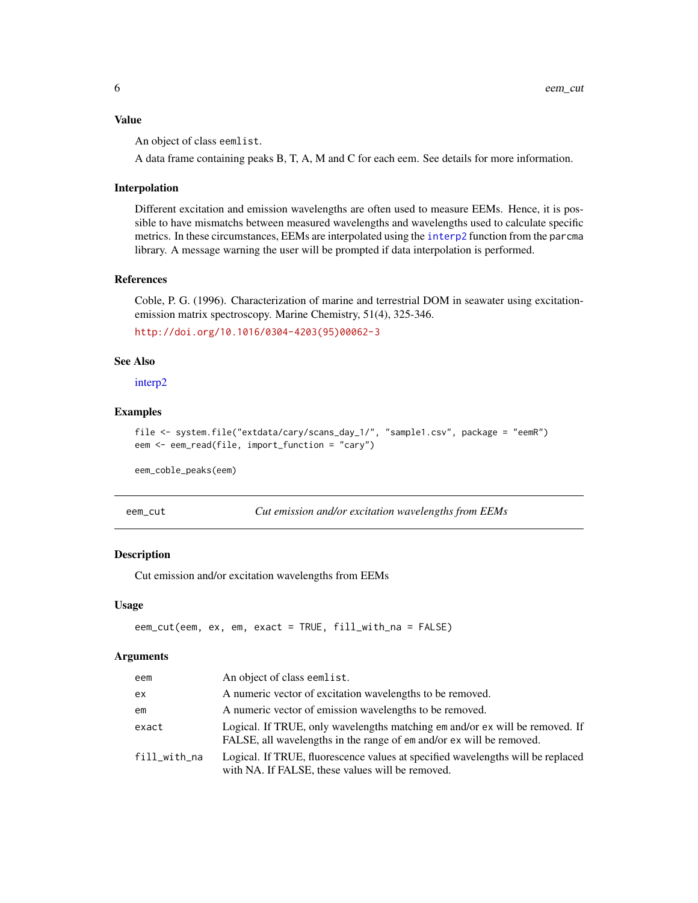### Value

An object of class `eemlist`.

A data frame containing peaks B, T, A, M and C for each eem. See details for more information.

### Interpolation

Different excitation and emission wavelengths are often used to measure EEMs. Hence, it is possible to have mismatchs between measured wavelengths and wavelengths used to calculate specific metrics. In these circumstances, EEMs are interpolated using the `interp2` function from the `parcma` library. A message warning the user will be prompted if data interpolation is performed.

### References

Coble, P. G. (1996). Characterization of marine and terrestrial DOM in seawater using excitation-emission matrix spectroscopy. Marine Chemistry, 51(4), 325-346.

http://doi.org/10.1016/0304-4203(95)00062-3

### See Also

interp2

### Examples

```
file <- system.file("extdata/cary/scans_day_1/", "sample1.csv", package = "eemR")
eem <- eem_read(file, import_function = "cary")

eem_coble_peaks(eem)
```

---

## eem_cut — *Cut emission and/or excitation wavelengths from EEMs*

### Description

Cut emission and/or excitation wavelengths from EEMs

### Usage

```
eem_cut(eem, ex, em, exact = TRUE, fill_with_na = FALSE)
```

### Arguments

| Argument | Description |
|---|---|
| `eem` | An object of class `eemlist`. |
| `ex` | A numeric vector of excitation wavelengths to be removed. |
| `em` | A numeric vector of emission wavelengths to be removed. |
| `exact` | Logical. If TRUE, only wavelengths matching `em` and/or `ex` will be removed. If FALSE, all wavelengths in the range of `em` and/or `ex` will be removed. |
| `fill_with_na` | Logical. If TRUE, fluorescence values at specified wavelengths will be replaced with NA. If FALSE, these values will be removed. |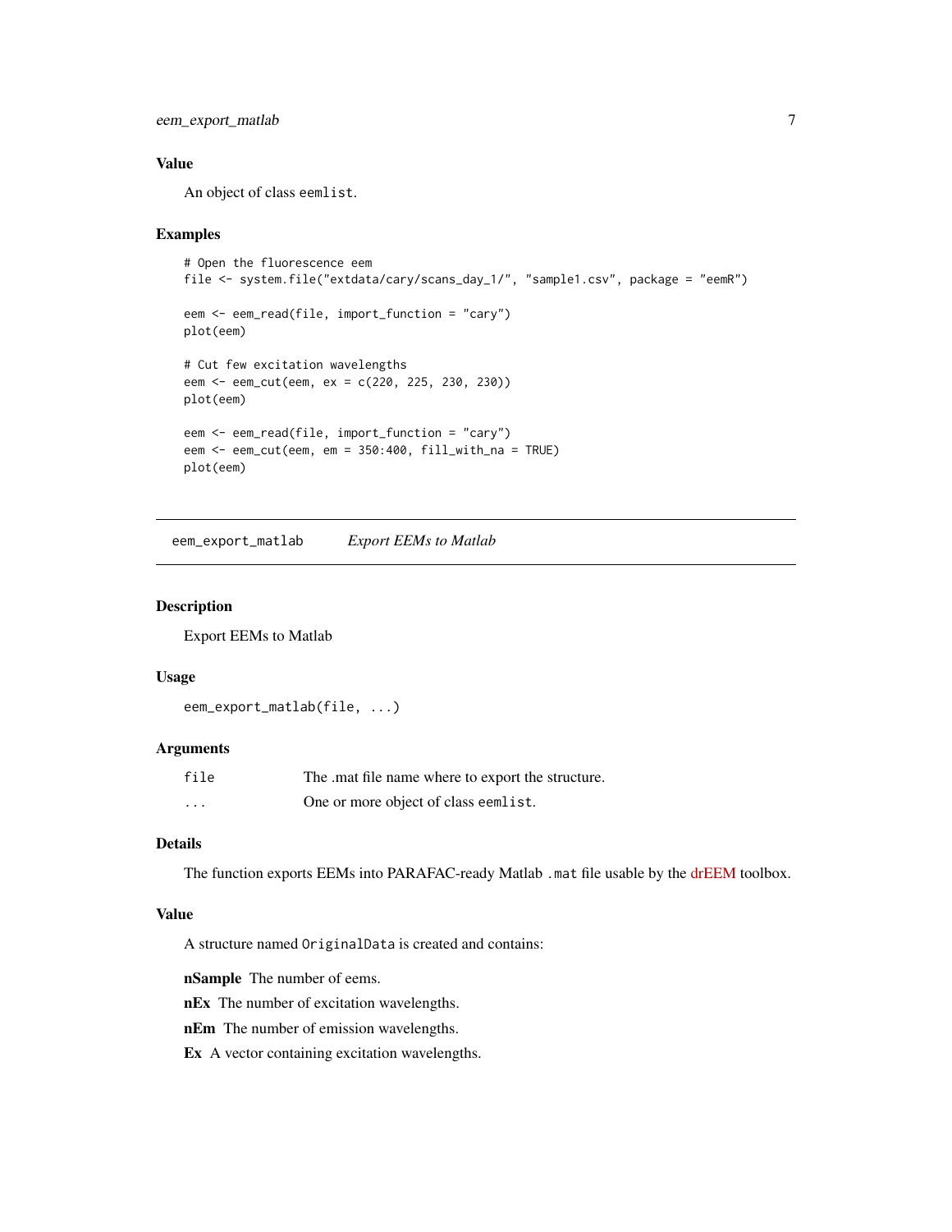### Value

An object of class `eemlist`.

### Examples

```
# Open the fluorescence eem
file <- system.file("extdata/cary/scans_day_1/", "sample1.csv", package = "eemR")

eem <- eem_read(file, import_function = "cary")
plot(eem)

# Cut few excitation wavelengths
eem <- eem_cut(eem, ex = c(220, 225, 230, 230))
plot(eem)

eem <- eem_read(file, import_function = "cary")
eem <- eem_cut(eem, em = 350:400, fill_with_na = TRUE)
plot(eem)
```

---

## eem_export_matlab    *Export EEMs to Matlab*

---

### Description

Export EEMs to Matlab

### Usage

```
eem_export_matlab(file, ...)
```

### Arguments

| | |
|---|---|
| `file` | The .mat file name where to export the structure. |
| `...` | One or more object of class `eemlist`. |

### Details

The function exports EEMs into PARAFAC-ready Matlab `.mat` file usable by the drEEM toolbox.

### Value

A structure named `OriginalData` is created and contains:

**nSample** The number of eems.

**nEx** The number of excitation wavelengths.

**nEm** The number of emission wavelengths.

**Ex** A vector containing excitation wavelengths.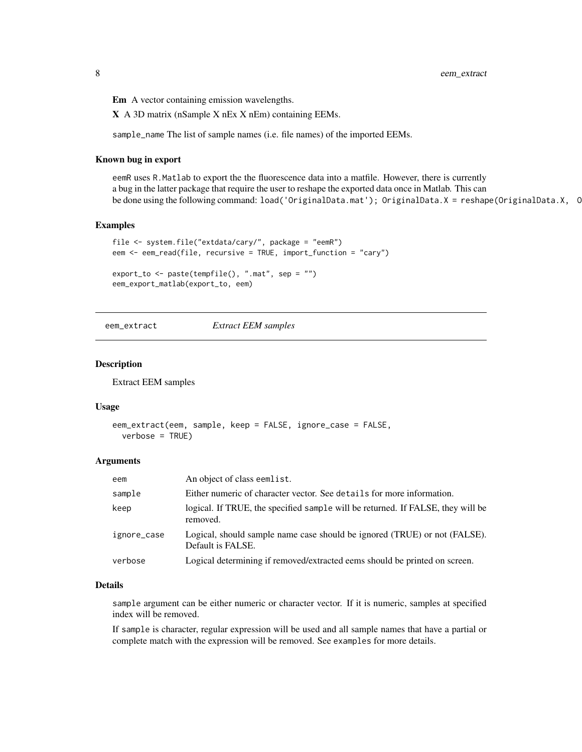**Em** A vector containing emission wavelengths.

**X** A 3D matrix (nSample X nEx X nEm) containing EEMs.

sample_name The list of sample names (i.e. file names) of the imported EEMs.

### Known bug in export

eemR uses R.Matlab to export the the fluorescence data into a matfile. However, there is currently a bug in the latter package that require the user to reshape the exported data once in Matlab. This can be done using the following command: load('OriginalData.mat'); OriginalData.X = reshape(OriginalData.X, O

### Examples

```
file <- system.file("extdata/cary/", package = "eemR")
eem <- eem_read(file, recursive = TRUE, import_function = "cary")

export_to <- paste(tempfile(), ".mat", sep = "")
eem_export_matlab(export_to, eem)
```

---

## eem_extract *Extract EEM samples*

### Description

Extract EEM samples

### Usage

```
eem_extract(eem, sample, keep = FALSE, ignore_case = FALSE,
  verbose = TRUE)
```

### Arguments

| | |
|---|---|
| eem | An object of class eemlist. |
| sample | Either numeric of character vector. See details for more information. |
| keep | logical. If TRUE, the specified sample will be returned. If FALSE, they will be removed. |
| ignore_case | Logical, should sample name case should be ignored (TRUE) or not (FALSE). Default is FALSE. |
| verbose | Logical determining if removed/extracted eems should be printed on screen. |

### Details

sample argument can be either numeric or character vector. If it is numeric, samples at specified index will be removed.

If sample is character, regular expression will be used and all sample names that have a partial or complete match with the expression will be removed. See examples for more details.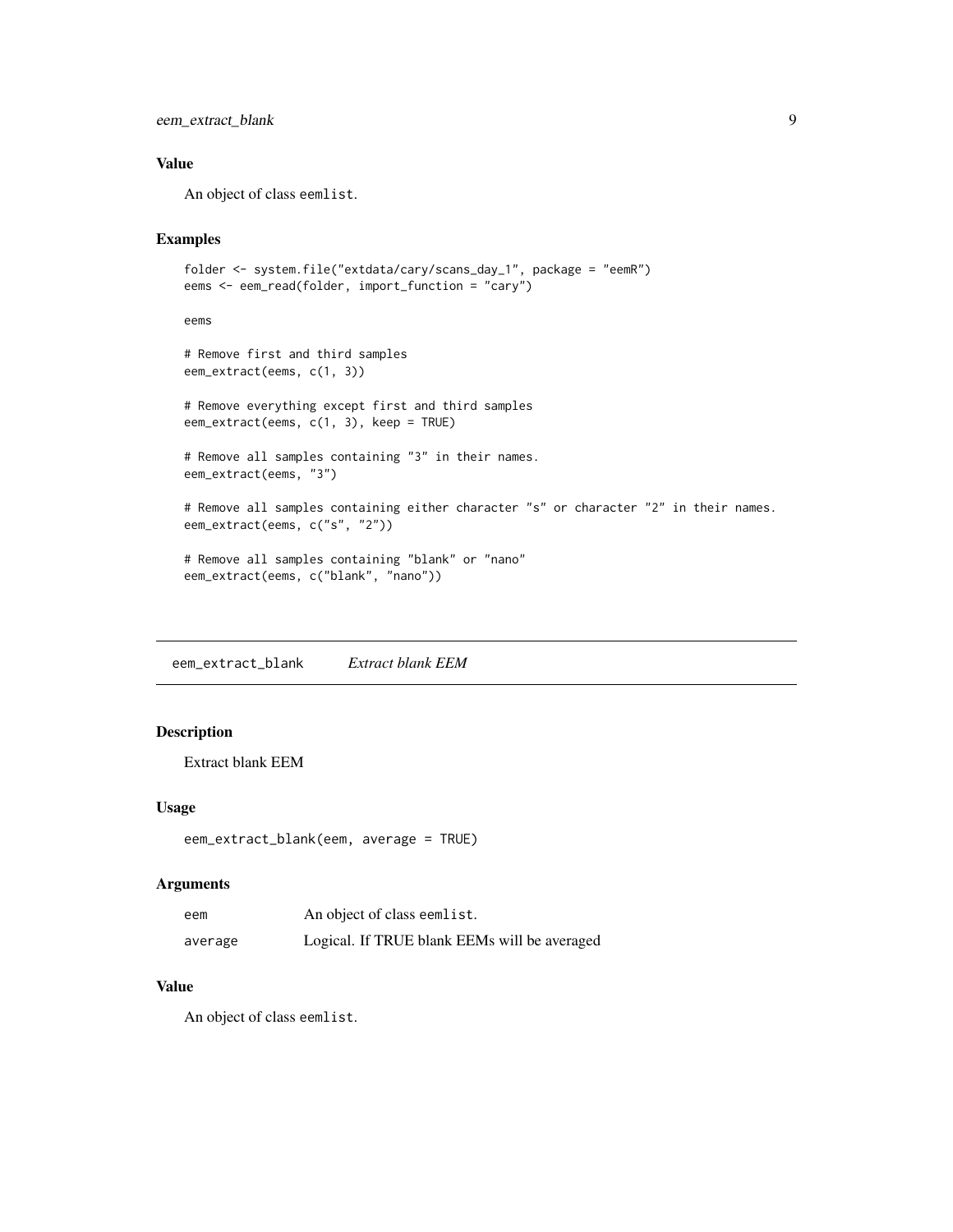### Value

An object of class eemlist.

### Examples

```
folder <- system.file("extdata/cary/scans_day_1", package = "eemR")
eems <- eem_read(folder, import_function = "cary")

eems

# Remove first and third samples
eem_extract(eems, c(1, 3))

# Remove everything except first and third samples
eem_extract(eems, c(1, 3), keep = TRUE)

# Remove all samples containing "3" in their names.
eem_extract(eems, "3")

# Remove all samples containing either character "s" or character "2" in their names.
eem_extract(eems, c("s", "2"))

# Remove all samples containing "blank" or "nano"
eem_extract(eems, c("blank", "nano"))
```

## eem_extract_blank *Extract blank EEM*

### Description

Extract blank EEM

### Usage

```
eem_extract_blank(eem, average = TRUE)
```

### Arguments

| | |
|---|---|
| eem | An object of class eemlist. |
| average | Logical. If TRUE blank EEMs will be averaged |

### Value

An object of class eemlist.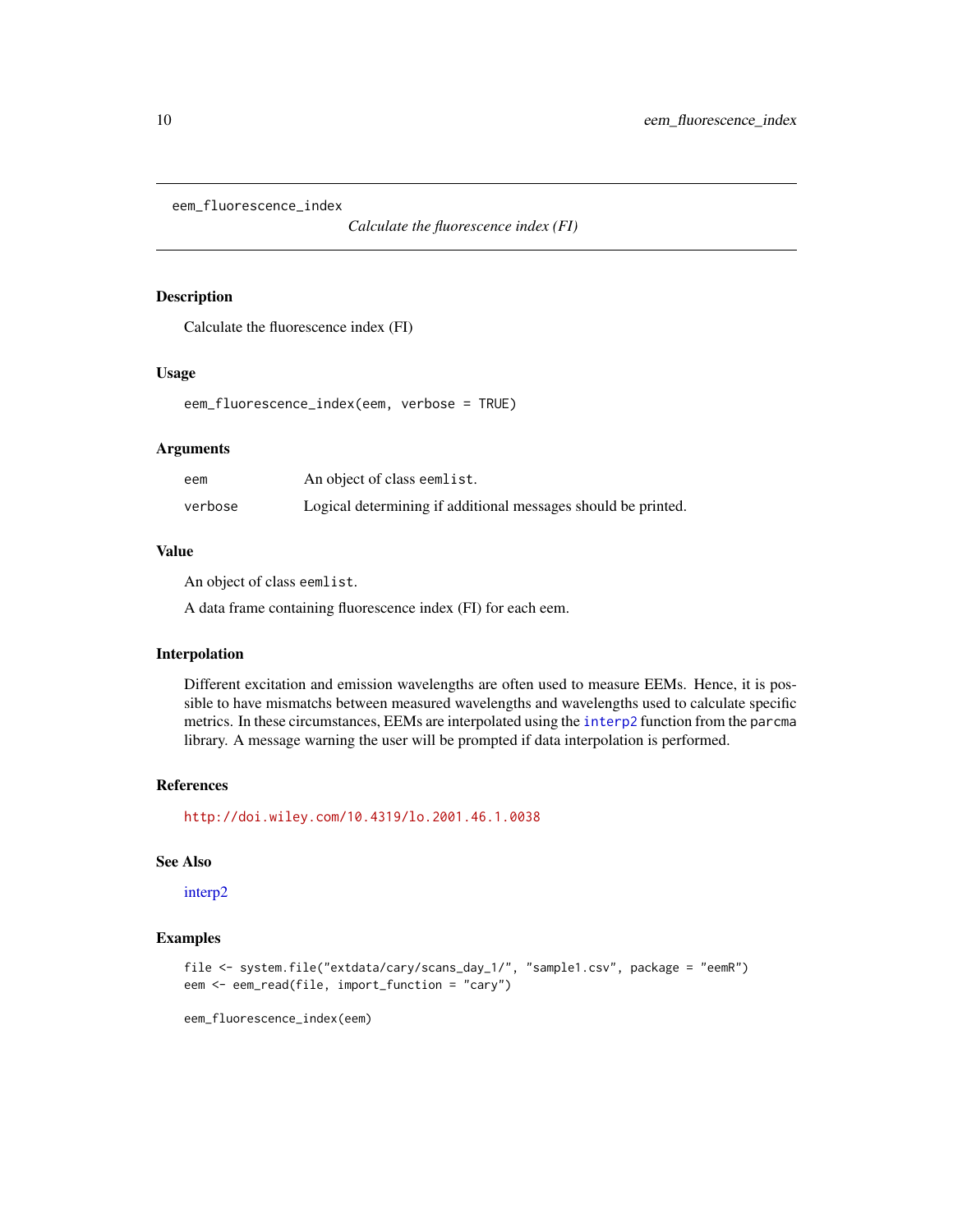`eem_fluorescence_index` *Calculate the fluorescence index (FI)*

## Description

Calculate the fluorescence index (FI)

## Usage

```
eem_fluorescence_index(eem, verbose = TRUE)
```

## Arguments

| | |
|---|---|
| eem | An object of class `eemlist`. |
| verbose | Logical determining if additional messages should be printed. |

## Value

An object of class `eemlist`.

A data frame containing fluorescence index (FI) for each eem.

## Interpolation

Different excitation and emission wavelengths are often used to measure EEMs. Hence, it is possible to have mismatchs between measured wavelengths and wavelengths used to calculate specific metrics. In these circumstances, EEMs are interpolated using the `interp2` function from the `parcma` library. A message warning the user will be prompted if data interpolation is performed.

## References

http://doi.wiley.com/10.4319/lo.2001.46.1.0038

## See Also

interp2

## Examples

```
file <- system.file("extdata/cary/scans_day_1/", "sample1.csv", package = "eemR")
eem <- eem_read(file, import_function = "cary")

eem_fluorescence_index(eem)
```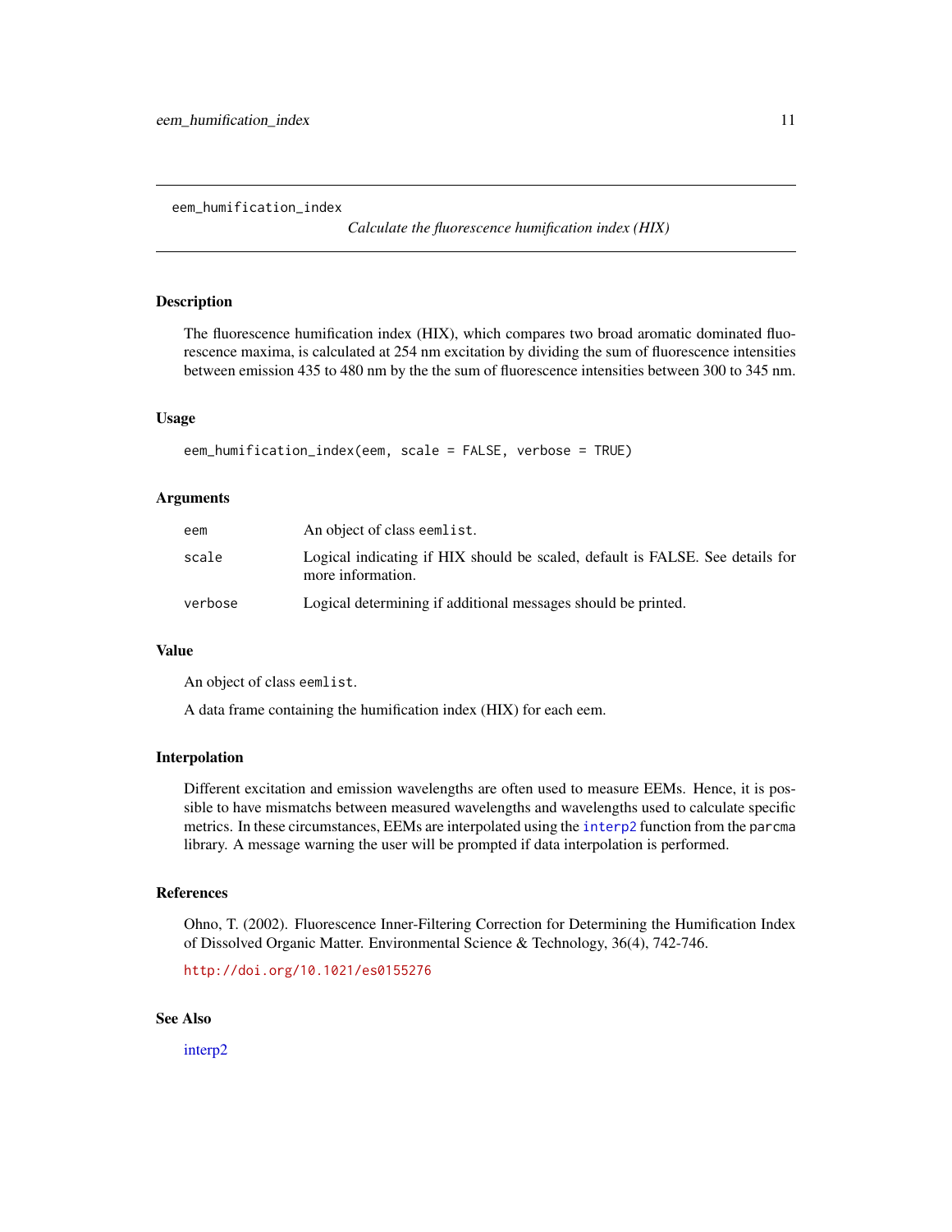eem_humification_index

*Calculate the fluorescence humification index (HIX)*

## Description

The fluorescence humification index (HIX), which compares two broad aromatic dominated fluorescence maxima, is calculated at 254 nm excitation by dividing the sum of fluorescence intensities between emission 435 to 480 nm by the the sum of fluorescence intensities between 300 to 345 nm.

## Usage

```
eem_humification_index(eem, scale = FALSE, verbose = TRUE)
```

## Arguments

| | |
|---|---|
| eem | An object of class `eemlist`. |
| scale | Logical indicating if HIX should be scaled, default is FALSE. See details for more information. |
| verbose | Logical determining if additional messages should be printed. |

## Value

An object of class `eemlist`.

A data frame containing the humification index (HIX) for each eem.

## Interpolation

Different excitation and emission wavelengths are often used to measure EEMs. Hence, it is possible to have mismatchs between measured wavelengths and wavelengths used to calculate specific metrics. In these circumstances, EEMs are interpolated using the `interp2` function from the `parcma` library. A message warning the user will be prompted if data interpolation is performed.

## References

Ohno, T. (2002). Fluorescence Inner-Filtering Correction for Determining the Humification Index of Dissolved Organic Matter. Environmental Science & Technology, 36(4), 742-746.

http://doi.org/10.1021/es0155276

## See Also

interp2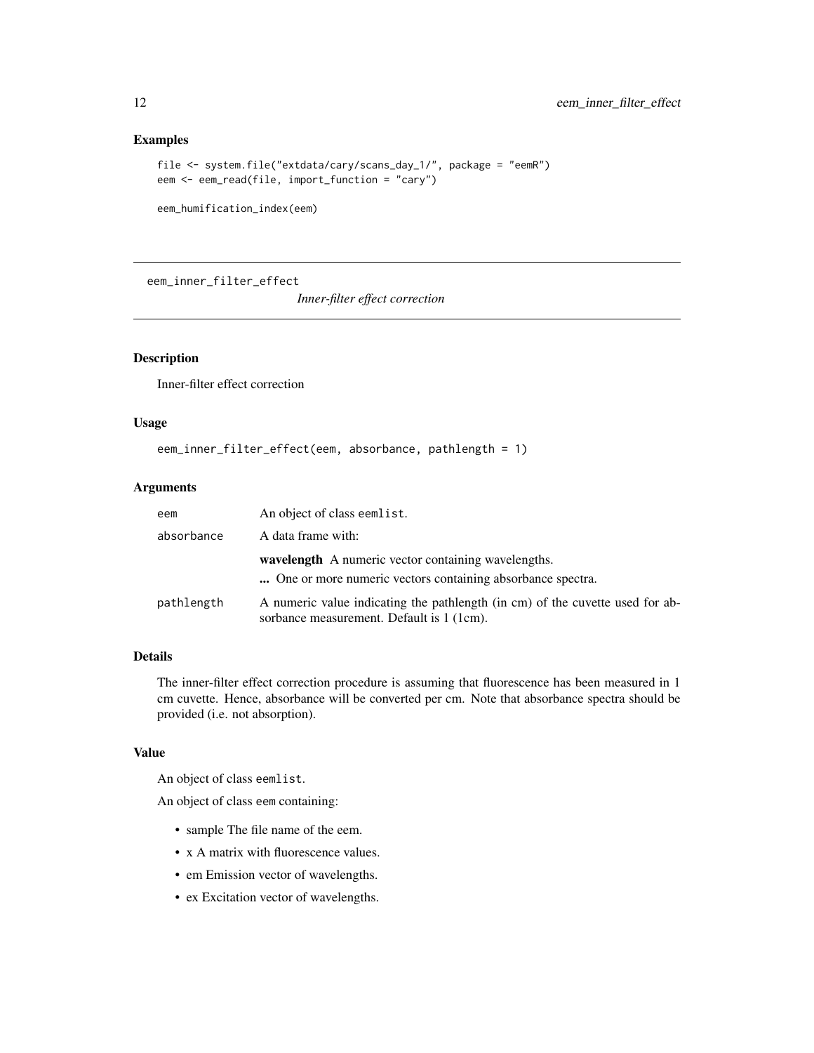## Examples

```
file <- system.file("extdata/cary/scans_day_1/", package = "eemR")
eem <- eem_read(file, import_function = "cary")

eem_humification_index(eem)
```

---

# eem_inner_filter_effect

*Inner-filter effect correction*

---

## Description

Inner-filter effect correction

## Usage

```
eem_inner_filter_effect(eem, absorbance, pathlength = 1)
```

## Arguments

| | |
|---|---|
| `eem` | An object of class `eemlist`. |
| `absorbance` | A data frame with: **wavelength** A numeric vector containing wavelengths. **...** One or more numeric vectors containing absorbance spectra. |
| `pathlength` | A numeric value indicating the pathlength (in cm) of the cuvette used for absorbance measurement. Default is 1 (1cm). |

## Details

The inner-filter effect correction procedure is assuming that fluorescence has been measured in 1 cm cuvette. Hence, absorbance will be converted per cm. Note that absorbance spectra should be provided (i.e. not absorption).

## Value

An object of class `eemlist`.

An object of class `eem` containing:

- sample The file name of the eem.
- x A matrix with fluorescence values.
- em Emission vector of wavelengths.
- ex Excitation vector of wavelengths.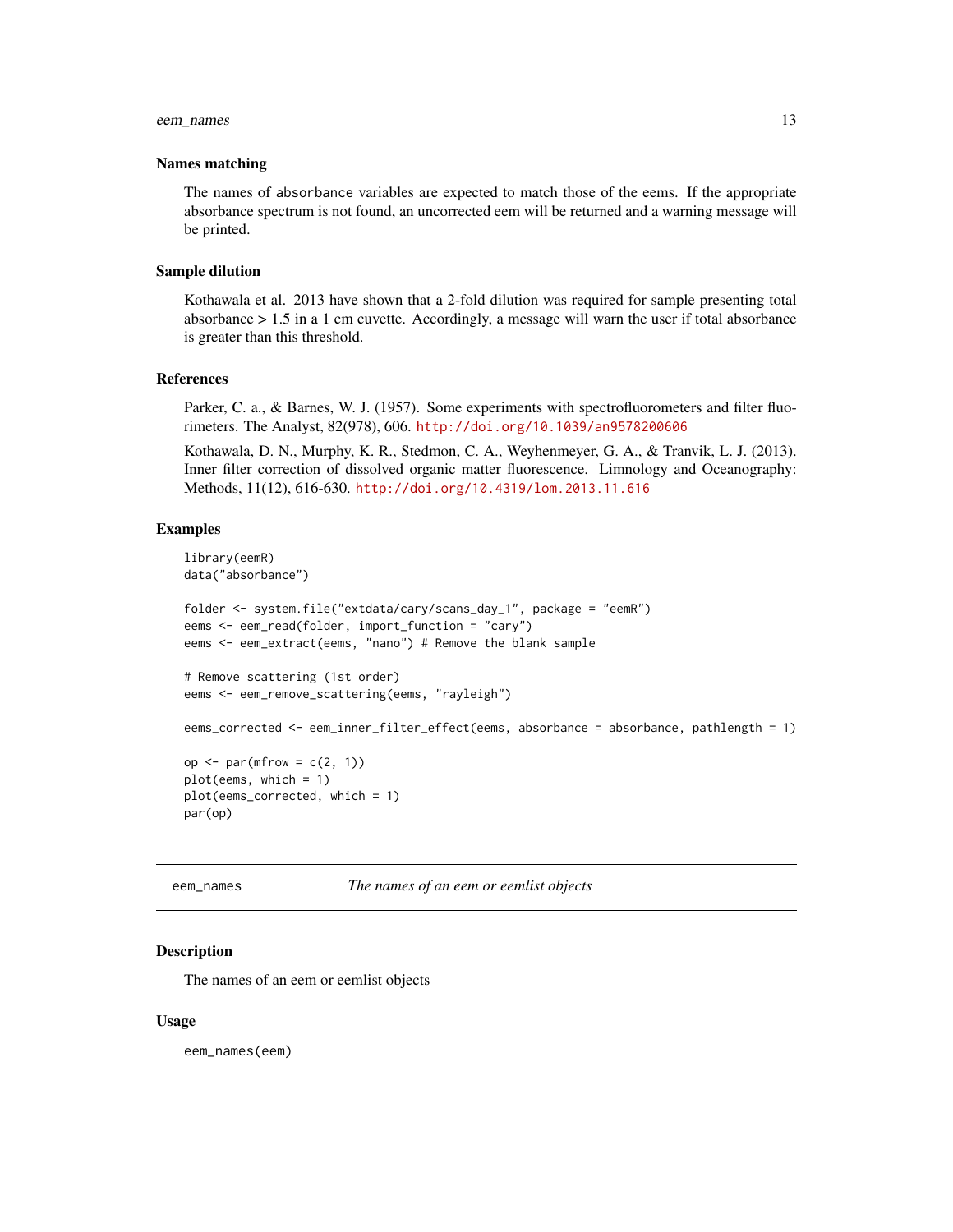### Names matching

The names of `absorbance` variables are expected to match those of the eems. If the appropriate absorbance spectrum is not found, an uncorrected eem will be returned and a warning message will be printed.

### Sample dilution

Kothawala et al. 2013 have shown that a 2-fold dilution was required for sample presenting total absorbance > 1.5 in a 1 cm cuvette. Accordingly, a message will warn the user if total absorbance is greater than this threshold.

### References

Parker, C. a., & Barnes, W. J. (1957). Some experiments with spectrofluorometers and filter fluorimeters. The Analyst, 82(978), 606. http://doi.org/10.1039/an9578200606

Kothawala, D. N., Murphy, K. R., Stedmon, C. A., Weyhenmeyer, G. A., & Tranvik, L. J. (2013). Inner filter correction of dissolved organic matter fluorescence. Limnology and Oceanography: Methods, 11(12), 616-630. http://doi.org/10.4319/lom.2013.11.616

### Examples

```
library(eemR)
data("absorbance")

folder <- system.file("extdata/cary/scans_day_1", package = "eemR")
eems <- eem_read(folder, import_function = "cary")
eems <- eem_extract(eems, "nano") # Remove the blank sample

# Remove scattering (1st order)
eems <- eem_remove_scattering(eems, "rayleigh")

eems_corrected <- eem_inner_filter_effect(eems, absorbance = absorbance, pathlength = 1)

op <- par(mfrow = c(2, 1))
plot(eems, which = 1)
plot(eems_corrected, which = 1)
par(op)
```

---

## eem_names — *The names of an eem or eemlist objects*

### Description

The names of an eem or eemlist objects

### Usage

```
eem_names(eem)
```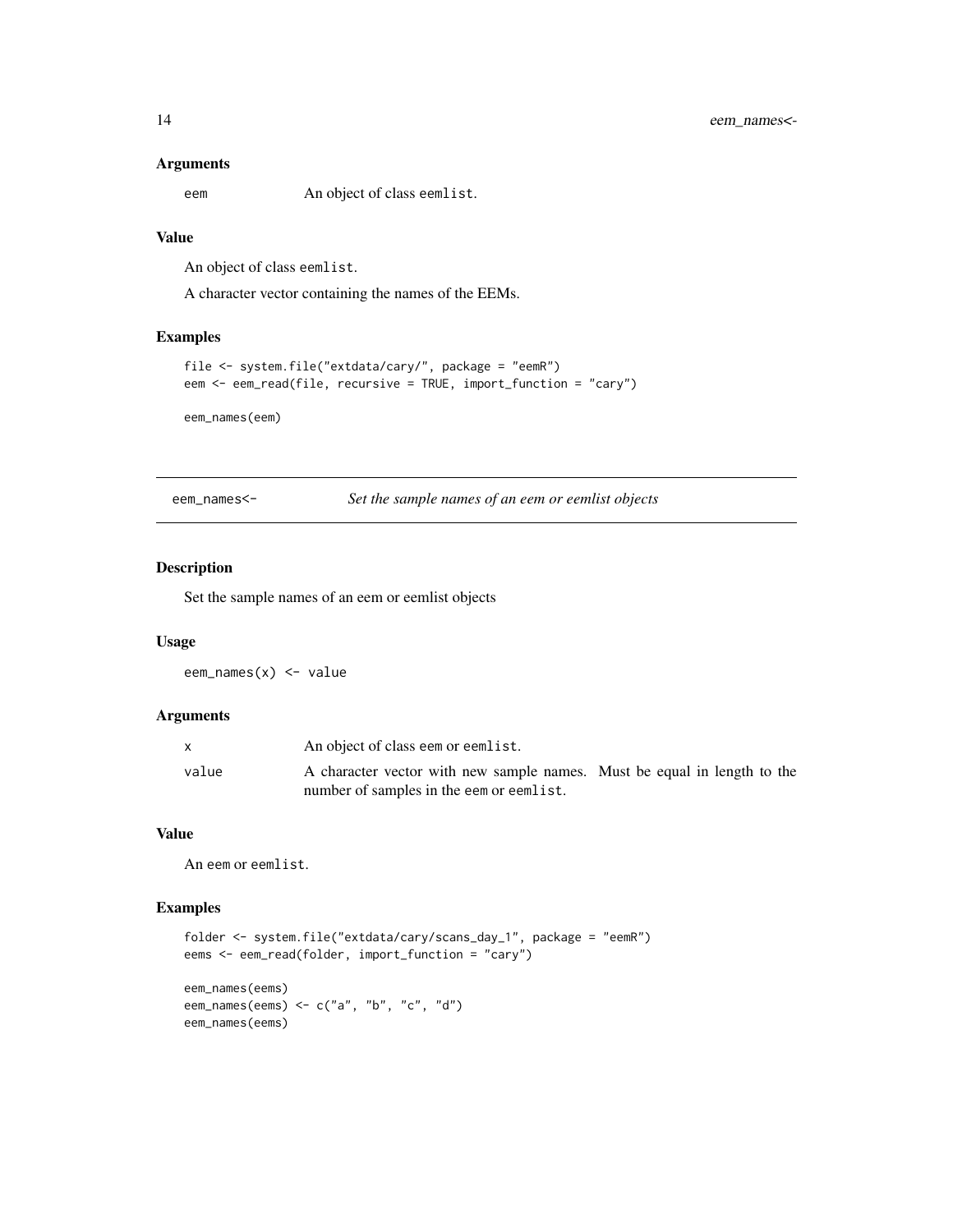### Arguments

| | |
|---|---|
| eem | An object of class eemlist. |

### Value

An object of class eemlist.

A character vector containing the names of the EEMs.

### Examples

```
file <- system.file("extdata/cary/", package = "eemR")
eem <- eem_read(file, recursive = TRUE, import_function = "cary")

eem_names(eem)
```

---

## eem_names<- *Set the sample names of an eem or eemlist objects*

---

### Description

Set the sample names of an eem or eemlist objects

### Usage

```
eem_names(x) <- value
```

### Arguments

| | |
|---|---|
| x | An object of class eem or eemlist. |
| value | A character vector with new sample names. Must be equal in length to the number of samples in the eem or eemlist. |

### Value

An eem or eemlist.

### Examples

```
folder <- system.file("extdata/cary/scans_day_1", package = "eemR")
eems <- eem_read(folder, import_function = "cary")

eem_names(eems)
eem_names(eems) <- c("a", "b", "c", "d")
eem_names(eems)
```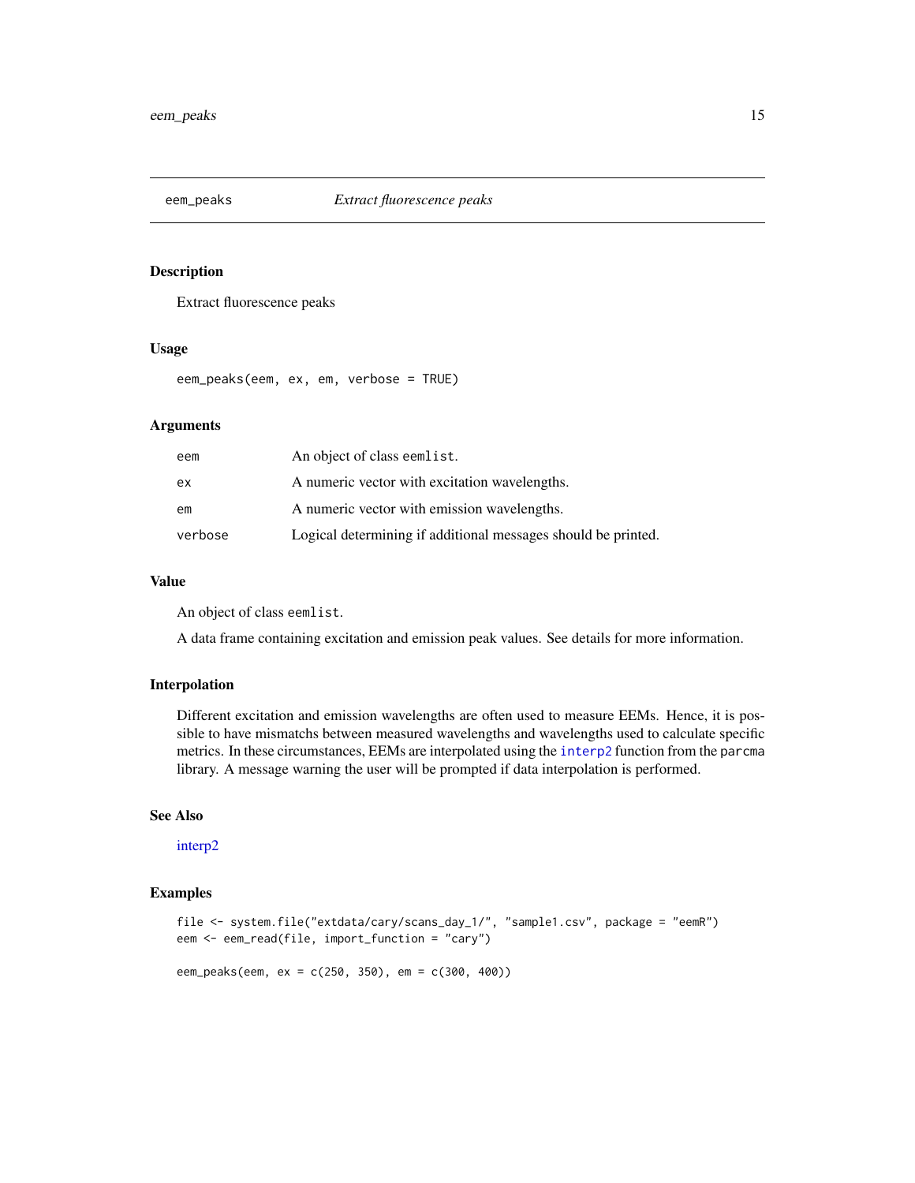## eem_peaks *Extract fluorescence peaks*

### Description

Extract fluorescence peaks

### Usage

```
eem_peaks(eem, ex, em, verbose = TRUE)
```

### Arguments

| | |
|---|---|
| eem | An object of class eemlist. |
| ex | A numeric vector with excitation wavelengths. |
| em | A numeric vector with emission wavelengths. |
| verbose | Logical determining if additional messages should be printed. |

### Value

An object of class eemlist.

A data frame containing excitation and emission peak values. See details for more information.

### Interpolation

Different excitation and emission wavelengths are often used to measure EEMs. Hence, it is possible to have mismatchs between measured wavelengths and wavelengths used to calculate specific metrics. In these circumstances, EEMs are interpolated using the interp2 function from the parcma library. A message warning the user will be prompted if data interpolation is performed.

### See Also

interp2

### Examples

```
file <- system.file("extdata/cary/scans_day_1/", "sample1.csv", package = "eemR")
eem <- eem_read(file, import_function = "cary")

eem_peaks(eem, ex = c(250, 350), em = c(300, 400))
```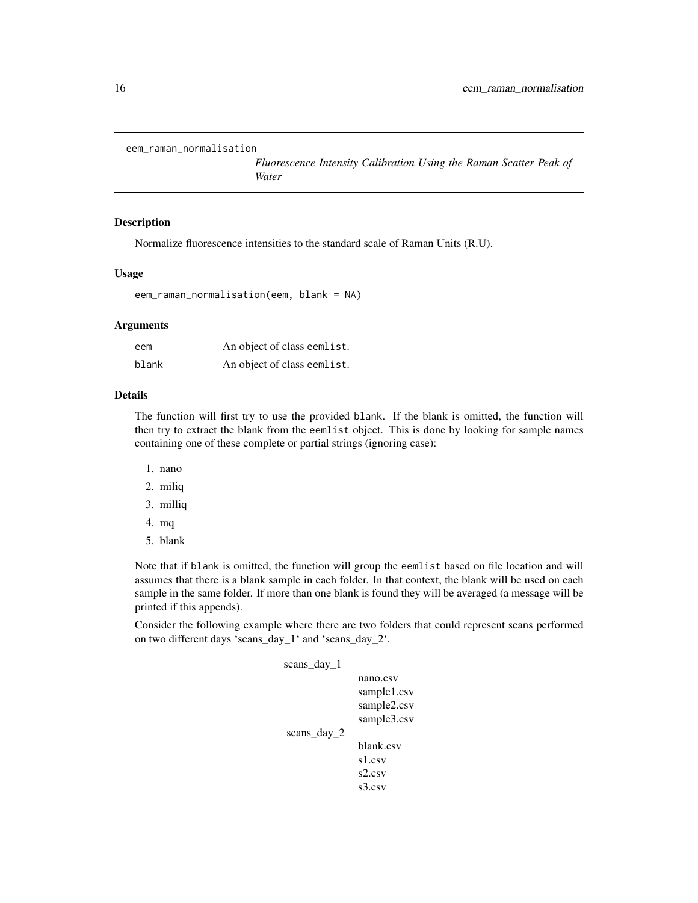```
eem_raman_normalisation
```

*Fluorescence Intensity Calibration Using the Raman Scatter Peak of Water*

## Description

Normalize fluorescence intensities to the standard scale of Raman Units (R.U).

## Usage

```
eem_raman_normalisation(eem, blank = NA)
```

## Arguments

| | |
|---|---|
| `eem` | An object of class `eemlist`. |
| `blank` | An object of class `eemlist`. |

## Details

The function will first try to use the provided `blank`. If the blank is omitted, the function will then try to extract the blank from the `eemlist` object. This is done by looking for sample names containing one of these complete or partial strings (ignoring case):

1. nano
2. miliq
3. milliq
4. mq
5. blank

Note that if `blank` is omitted, the function will group the `eemlist` based on file location and will assumes that there is a blank sample in each folder. In that context, the blank will be used on each sample in the same folder. If more than one blank is found they will be averaged (a message will be printed if this appends).

Consider the following example where there are two folders that could represent scans performed on two different days 'scans_day_1' and 'scans_day_2'.

```
scans_day_1
        nano.csv
        sample1.csv
        sample2.csv
        sample3.csv
scans_day_2
        blank.csv
        s1.csv
        s2.csv
        s3.csv
```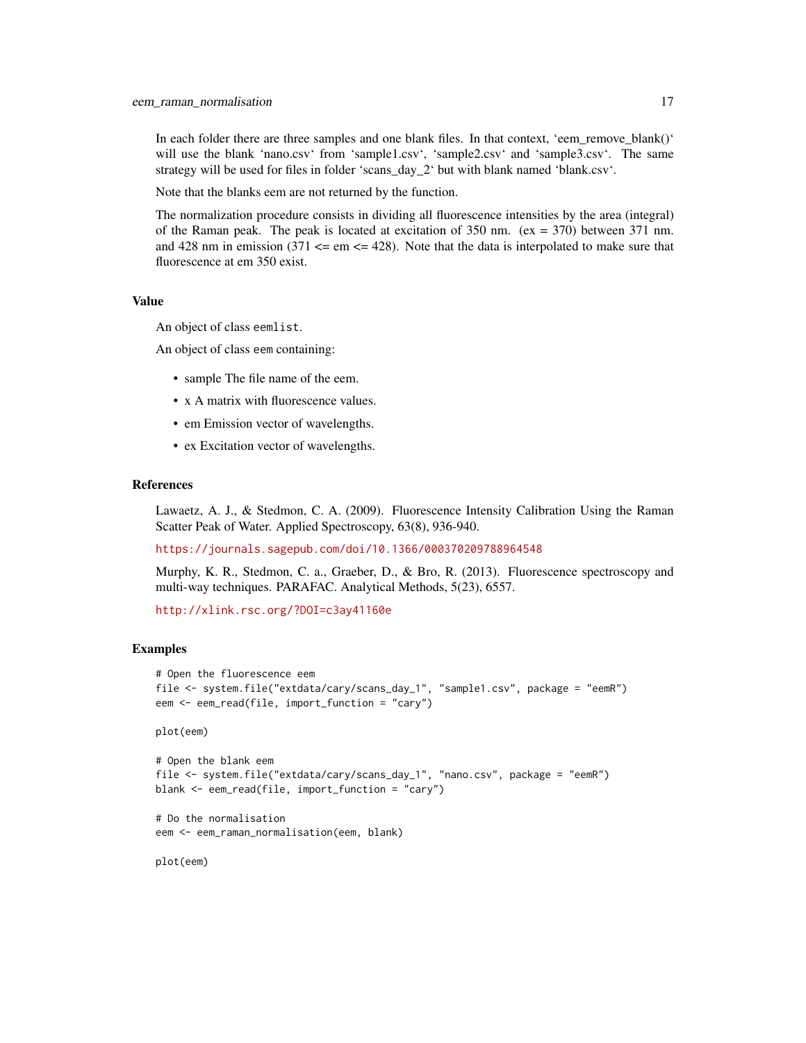In each folder there are three samples and one blank files. In that context, 'eem_remove_blank()' will use the blank 'nano.csv' from 'sample1.csv', 'sample2.csv' and 'sample3.csv'. The same strategy will be used for files in folder 'scans_day_2' but with blank named 'blank.csv'.

Note that the blanks eem are not returned by the function.

The normalization procedure consists in dividing all fluorescence intensities by the area (integral) of the Raman peak. The peak is located at excitation of 350 nm. (ex = 370) between 371 nm. and 428 nm in emission (371 <= em <= 428). Note that the data is interpolated to make sure that fluorescence at em 350 exist.

### Value

An object of class `eemlist`.

An object of class `eem` containing:

- sample The file name of the eem.
- x A matrix with fluorescence values.
- em Emission vector of wavelengths.
- ex Excitation vector of wavelengths.

### References

Lawaetz, A. J., & Stedmon, C. A. (2009). Fluorescence Intensity Calibration Using the Raman Scatter Peak of Water. Applied Spectroscopy, 63(8), 936-940.

https://journals.sagepub.com/doi/10.1366/000370209788964548

Murphy, K. R., Stedmon, C. a., Graeber, D., & Bro, R. (2013). Fluorescence spectroscopy and multi-way techniques. PARAFAC. Analytical Methods, 5(23), 6557.

http://xlink.rsc.org/?DOI=c3ay41160e

### Examples

```
# Open the fluorescence eem
file <- system.file("extdata/cary/scans_day_1", "sample1.csv", package = "eemR")
eem <- eem_read(file, import_function = "cary")

plot(eem)

# Open the blank eem
file <- system.file("extdata/cary/scans_day_1", "nano.csv", package = "eemR")
blank <- eem_read(file, import_function = "cary")

# Do the normalisation
eem <- eem_raman_normalisation(eem, blank)

plot(eem)
```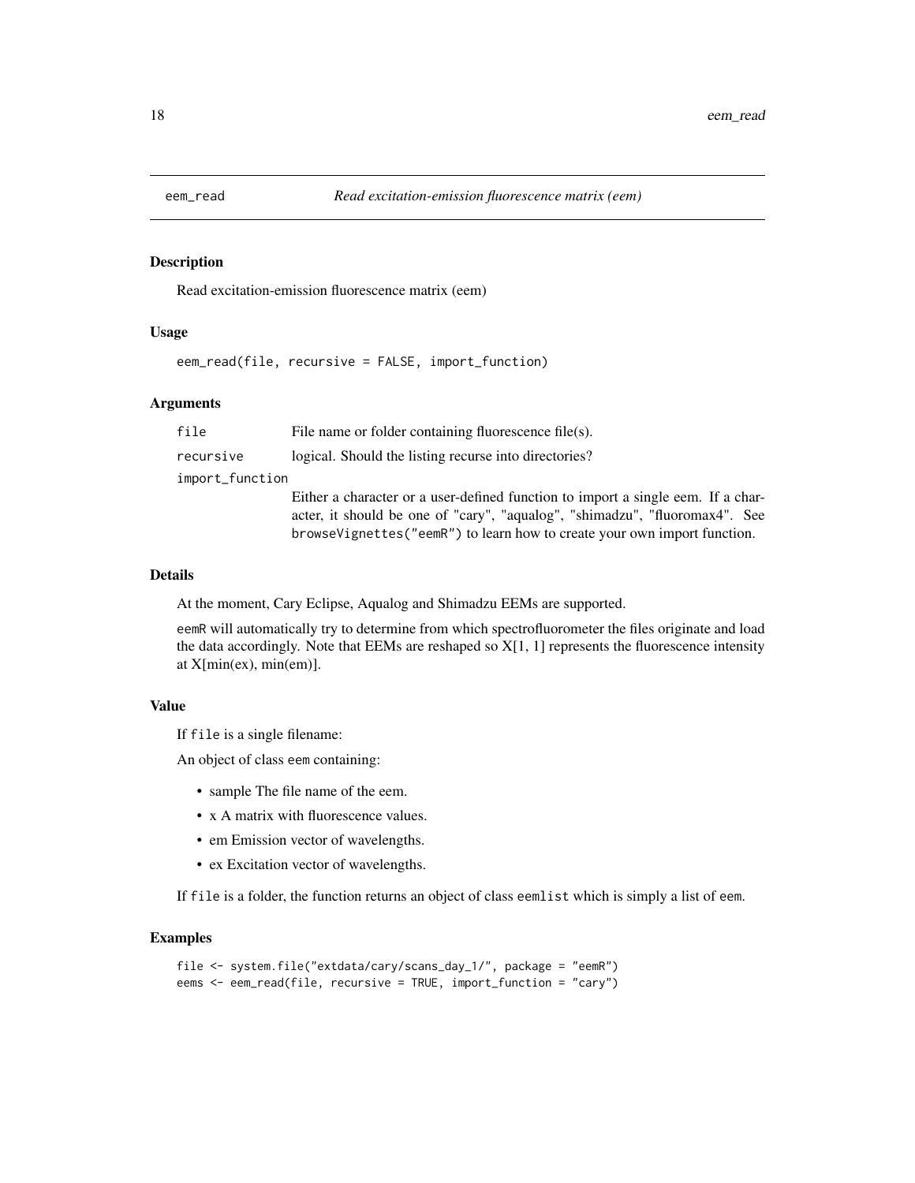# eem_read — *Read excitation-emission fluorescence matrix (eem)*

## Description

Read excitation-emission fluorescence matrix (eem)

## Usage

```
eem_read(file, recursive = FALSE, import_function)
```

## Arguments

| Argument | Description |
| --- | --- |
| `file` | File name or folder containing fluorescence file(s). |
| `recursive` | logical. Should the listing recurse into directories? |
| `import_function` | Either a character or a user-defined function to import a single eem. If a character, it should be one of "cary", "aqualog", "shimadzu", "fluoromax4". See `browseVignettes("eemR")` to learn how to create your own import function. |

## Details

At the moment, Cary Eclipse, Aqualog and Shimadzu EEMs are supported.

`eemR` will automatically try to determine from which spectrofluorometer the files originate and load the data accordingly. Note that EEMs are reshaped so X[1, 1] represents the fluorescence intensity at X[min(ex), min(em)].

## Value

If `file` is a single filename:

An object of class `eem` containing:

- sample The file name of the eem.
- x A matrix with fluorescence values.
- em Emission vector of wavelengths.
- ex Excitation vector of wavelengths.

If `file` is a folder, the function returns an object of class `eemlist` which is simply a list of `eem`.

## Examples

```
file <- system.file("extdata/cary/scans_day_1/", package = "eemR")
eems <- eem_read(file, recursive = TRUE, import_function = "cary")
```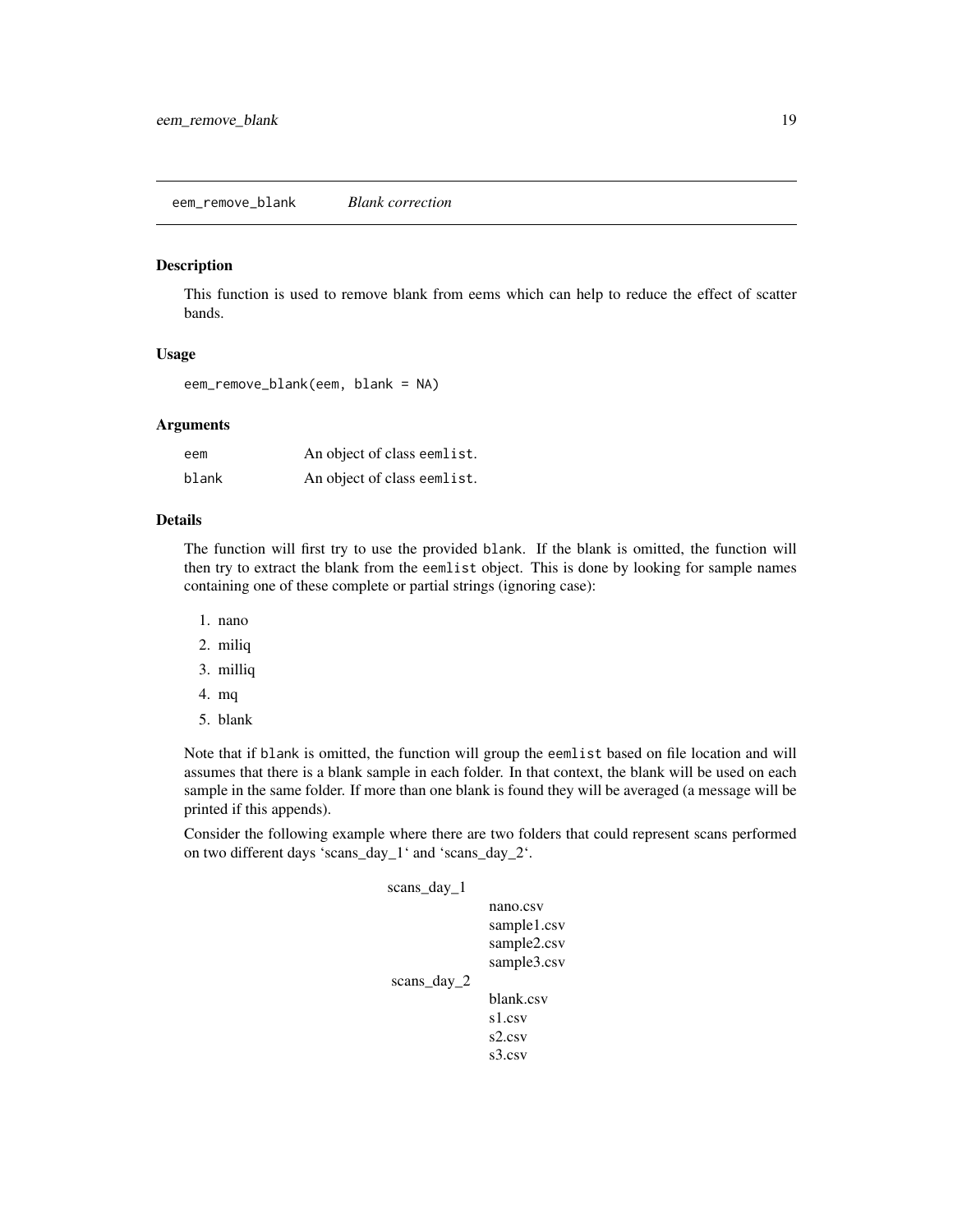## eem_remove_blank — *Blank correction*

### Description

This function is used to remove blank from eems which can help to reduce the effect of scatter bands.

### Usage

```
eem_remove_blank(eem, blank = NA)
```

### Arguments

| | |
|---|---|
| `eem` | An object of class `eemlist`. |
| `blank` | An object of class `eemlist`. |

### Details

The function will first try to use the provided `blank`. If the blank is omitted, the function will then try to extract the blank from the `eemlist` object. This is done by looking for sample names containing one of these complete or partial strings (ignoring case):

1. nano
2. miliq
3. milliq
4. mq
5. blank

Note that if `blank` is omitted, the function will group the `eemlist` based on file location and will assumes that there is a blank sample in each folder. In that context, the blank will be used on each sample in the same folder. If more than one blank is found they will be averaged (a message will be printed if this appends).

Consider the following example where there are two folders that could represent scans performed on two different days 'scans_day_1' and 'scans_day_2'.

```
scans_day_1
            nano.csv
            sample1.csv
            sample2.csv
            sample3.csv
scans_day_2
            blank.csv
            s1.csv
            s2.csv
            s3.csv
```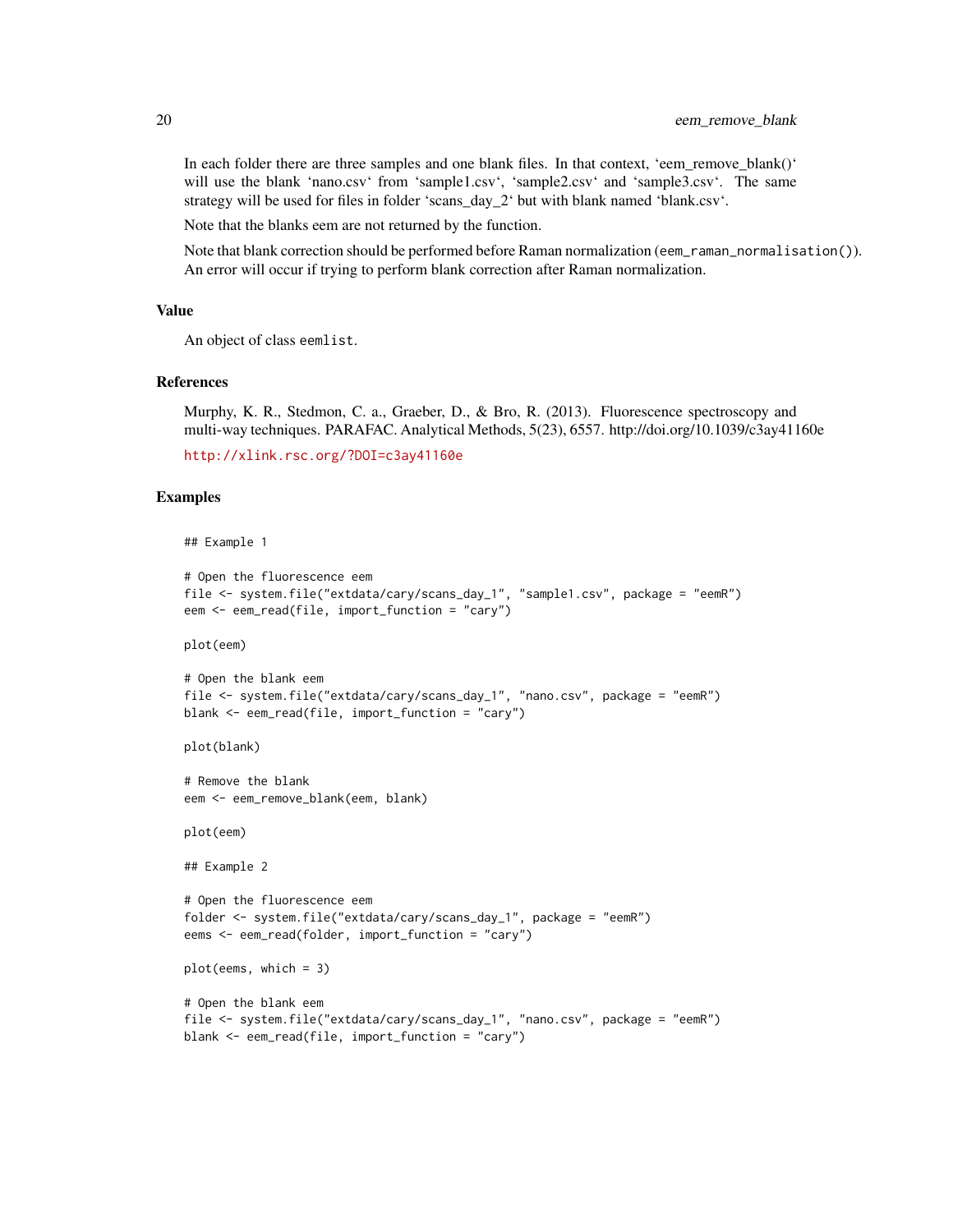In each folder there are three samples and one blank files. In that context, ‘eem_remove_blank()‘ will use the blank ‘nano.csv‘ from ‘sample1.csv‘, ‘sample2.csv‘ and ‘sample3.csv‘. The same strategy will be used for files in folder ‘scans_day_2‘ but with blank named ‘blank.csv‘.

Note that the blanks eem are not returned by the function.

Note that blank correction should be performed before Raman normalization (`eem_raman_normalisation()`). An error will occur if trying to perform blank correction after Raman normalization.

### Value

An object of class `eemlist`.

### References

Murphy, K. R., Stedmon, C. a., Graeber, D., & Bro, R. (2013). Fluorescence spectroscopy and multi-way techniques. PARAFAC. Analytical Methods, 5(23), 6557. http://doi.org/10.1039/c3ay41160e

http://xlink.rsc.org/?DOI=c3ay41160e

### Examples

```
## Example 1

# Open the fluorescence eem
file <- system.file("extdata/cary/scans_day_1", "sample1.csv", package = "eemR")
eem <- eem_read(file, import_function = "cary")

plot(eem)

# Open the blank eem
file <- system.file("extdata/cary/scans_day_1", "nano.csv", package = "eemR")
blank <- eem_read(file, import_function = "cary")

plot(blank)

# Remove the blank
eem <- eem_remove_blank(eem, blank)

plot(eem)

## Example 2

# Open the fluorescence eem
folder <- system.file("extdata/cary/scans_day_1", package = "eemR")
eems <- eem_read(folder, import_function = "cary")

plot(eems, which = 3)

# Open the blank eem
file <- system.file("extdata/cary/scans_day_1", "nano.csv", package = "eemR")
blank <- eem_read(file, import_function = "cary")
```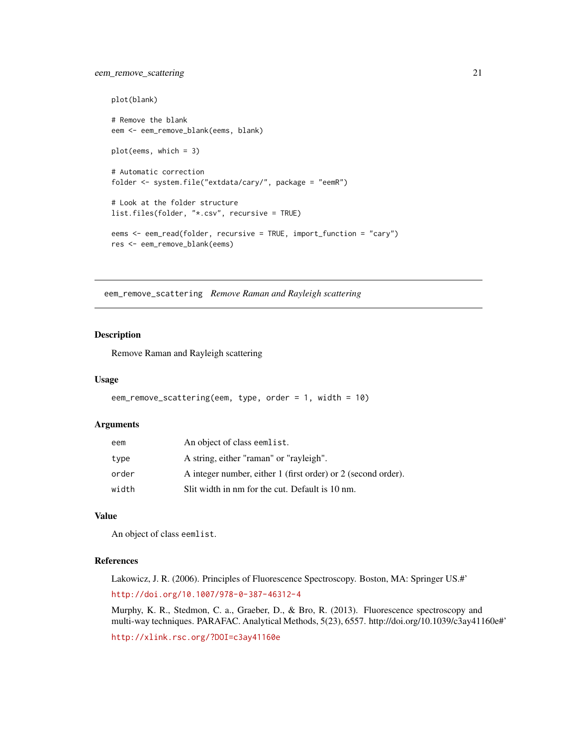```
plot(blank)

# Remove the blank
eem <- eem_remove_blank(eems, blank)

plot(eems, which = 3)

# Automatic correction
folder <- system.file("extdata/cary/", package = "eemR")

# Look at the folder structure
list.files(folder, "*.csv", recursive = TRUE)

eems <- eem_read(folder, recursive = TRUE, import_function = "cary")
res <- eem_remove_blank(eems)
```

---

## eem_remove_scattering *Remove Raman and Rayleigh scattering*

---

### Description

Remove Raman and Rayleigh scattering

### Usage

```
eem_remove_scattering(eem, type, order = 1, width = 10)
```

### Arguments

| | |
|---|---|
| eem | An object of class `eemlist`. |
| type | A string, either "raman" or "rayleigh". |
| order | A integer number, either 1 (first order) or 2 (second order). |
| width | Slit width in nm for the cut. Default is 10 nm. |

### Value

An object of class `eemlist`.

### References

Lakowicz, J. R. (2006). Principles of Fluorescence Spectroscopy. Boston, MA: Springer US.#'

http://doi.org/10.1007/978-0-387-46312-4

Murphy, K. R., Stedmon, C. a., Graeber, D., & Bro, R. (2013). Fluorescence spectroscopy and multi-way techniques. PARAFAC. Analytical Methods, 5(23), 6557. http://doi.org/10.1039/c3ay41160e#'

http://xlink.rsc.org/?DOI=c3ay41160e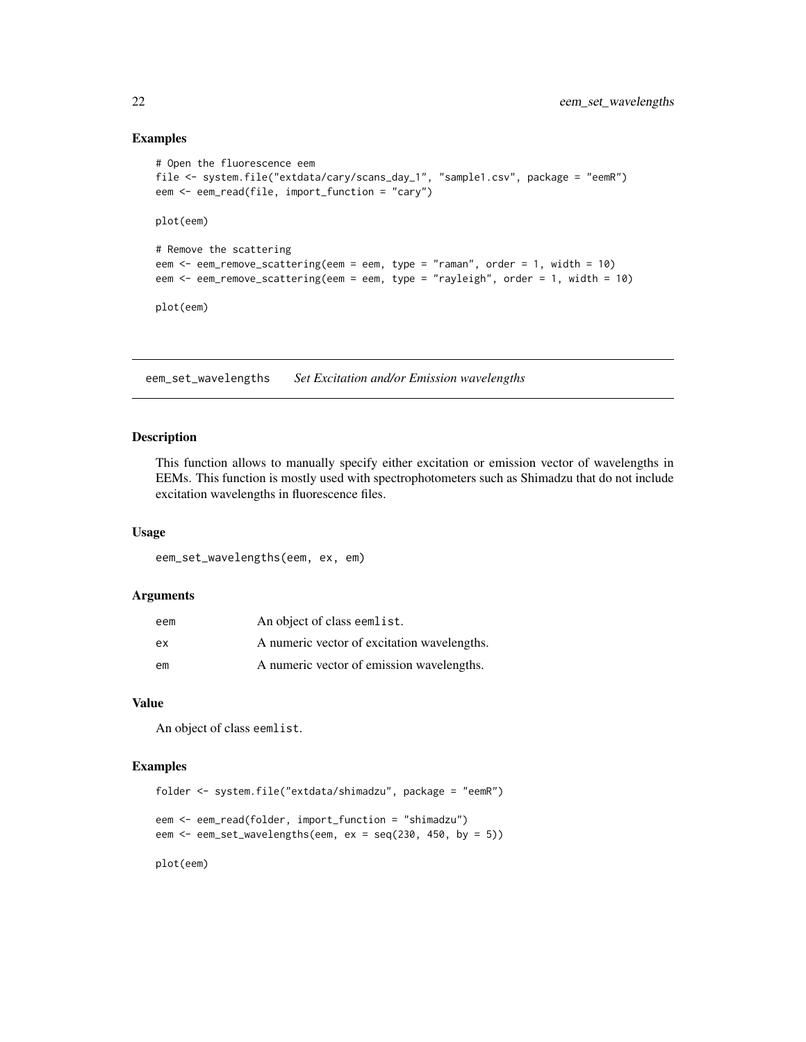## Examples

```
# Open the fluorescence eem
file <- system.file("extdata/cary/scans_day_1", "sample1.csv", package = "eemR")
eem <- eem_read(file, import_function = "cary")

plot(eem)

# Remove the scattering
eem <- eem_remove_scattering(eem = eem, type = "raman", order = 1, width = 10)
eem <- eem_remove_scattering(eem = eem, type = "rayleigh", order = 1, width = 10)

plot(eem)
```

---

# eem_set_wavelengths *Set Excitation and/or Emission wavelengths*

---

## Description

This function allows to manually specify either excitation or emission vector of wavelengths in EEMs. This function is mostly used with spectrophotometers such as Shimadzu that do not include excitation wavelengths in fluorescence files.

## Usage

```
eem_set_wavelengths(eem, ex, em)
```

## Arguments

| | |
|---|---|
| eem | An object of class eemlist. |
| ex | A numeric vector of excitation wavelengths. |
| em | A numeric vector of emission wavelengths. |

## Value

An object of class eemlist.

## Examples

```
folder <- system.file("extdata/shimadzu", package = "eemR")

eem <- eem_read(folder, import_function = "shimadzu")
eem <- eem_set_wavelengths(eem, ex = seq(230, 450, by = 5))

plot(eem)
```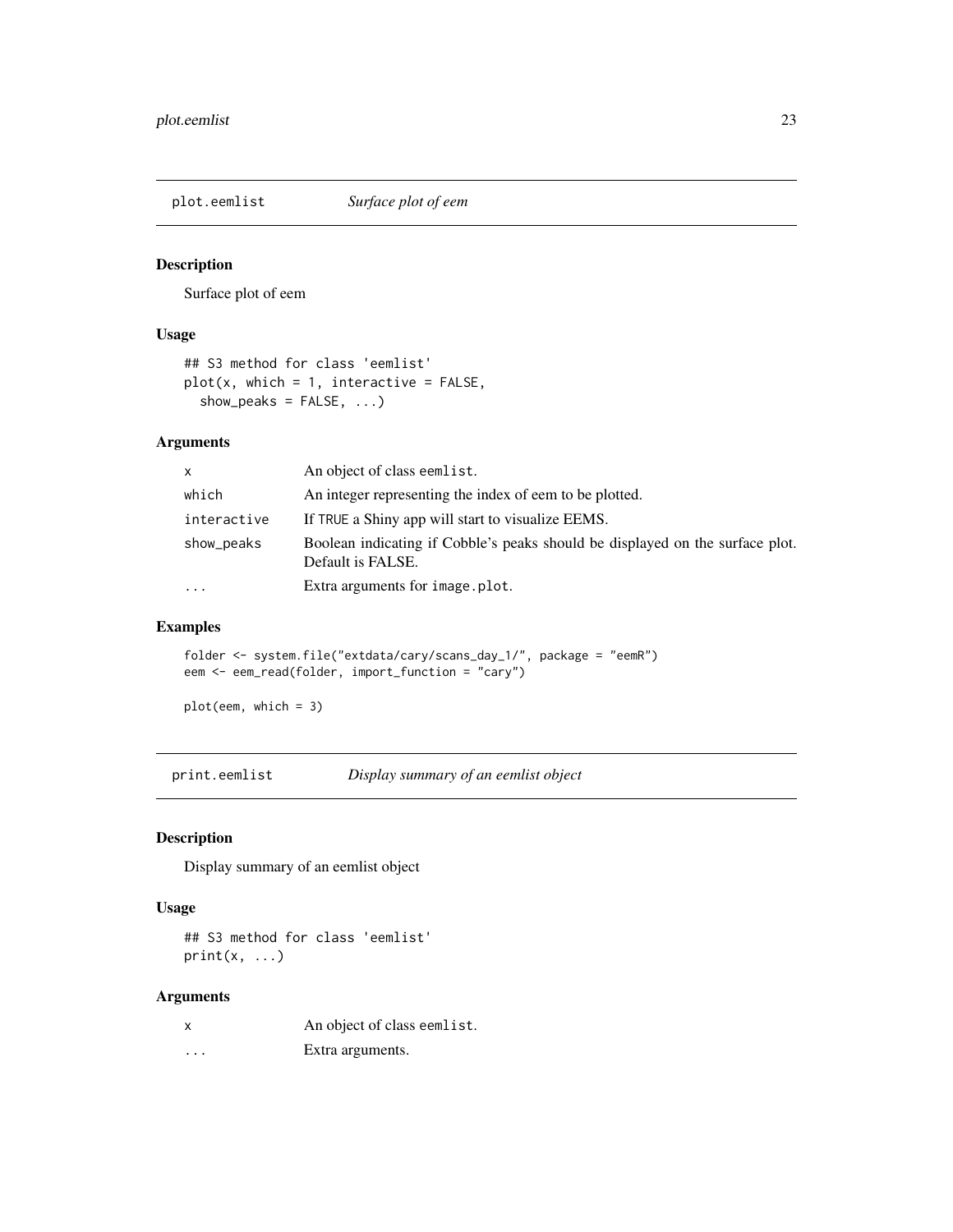## plot.eemlist *Surface plot of eem*

### Description

Surface plot of eem

### Usage

```
## S3 method for class 'eemlist'
plot(x, which = 1, interactive = FALSE,
  show_peaks = FALSE, ...)
```

### Arguments

| | |
|---|---|
| x | An object of class eemlist. |
| which | An integer representing the index of eem to be plotted. |
| interactive | If TRUE a Shiny app will start to visualize EEMS. |
| show_peaks | Boolean indicating if Cobble's peaks should be displayed on the surface plot. Default is FALSE. |
| ... | Extra arguments for image.plot. |

### Examples

```
folder <- system.file("extdata/cary/scans_day_1/", package = "eemR")
eem <- eem_read(folder, import_function = "cary")

plot(eem, which = 3)
```

## print.eemlist *Display summary of an eemlist object*

### Description

Display summary of an eemlist object

### Usage

```
## S3 method for class 'eemlist'
print(x, ...)
```

### Arguments

| | |
|---|---|
| x | An object of class eemlist. |
| ... | Extra arguments. |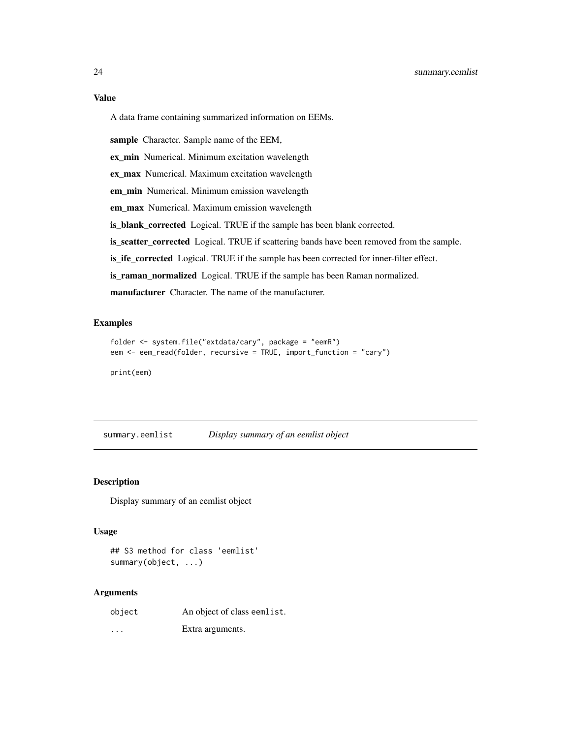### Value

A data frame containing summarized information on EEMs.

**sample** Character. Sample name of the EEM,

**ex_min** Numerical. Minimum excitation wavelength

**ex_max** Numerical. Maximum excitation wavelength

**em_min** Numerical. Minimum emission wavelength

**em_max** Numerical. Maximum emission wavelength

**is_blank_corrected** Logical. TRUE if the sample has been blank corrected.

**is_scatter_corrected** Logical. TRUE if scattering bands have been removed from the sample.

**is_ife_corrected** Logical. TRUE if the sample has been corrected for inner-filter effect.

**is_raman_normalized** Logical. TRUE if the sample has been Raman normalized.

**manufacturer** Character. The name of the manufacturer.

### Examples

```
folder <- system.file("extdata/cary", package = "eemR")
eem <- eem_read(folder, recursive = TRUE, import_function = "cary")

print(eem)
```

---

## summary.eemlist *Display summary of an eemlist object*

### Description

Display summary of an eemlist object

### Usage

```
## S3 method for class 'eemlist'
summary(object, ...)
```

### Arguments

| | |
|---|---|
| object | An object of class eemlist. |
| ... | Extra arguments. |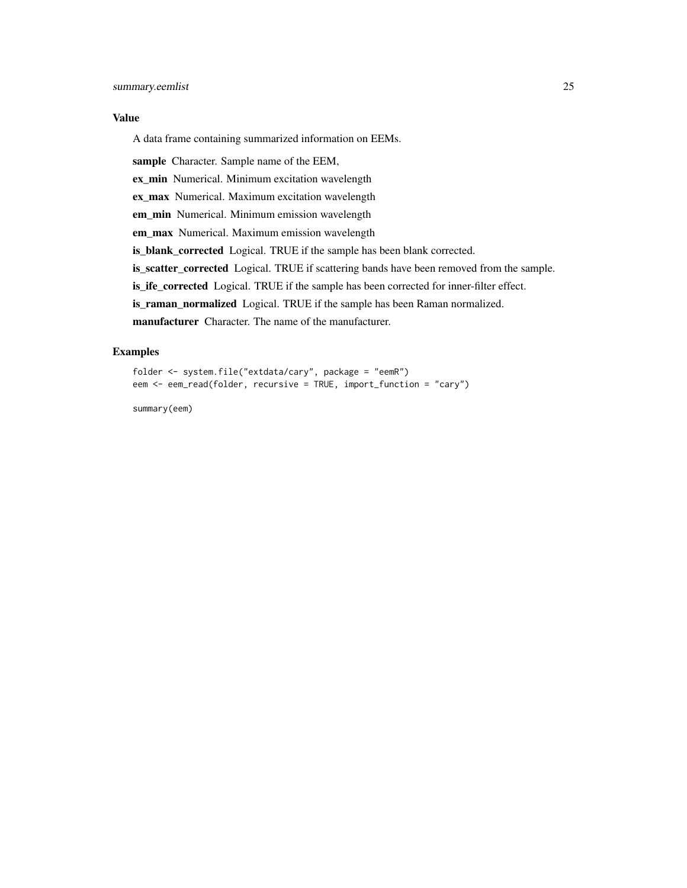## Value

A data frame containing summarized information on EEMs.

**sample** Character. Sample name of the EEM,

**ex_min** Numerical. Minimum excitation wavelength

**ex_max** Numerical. Maximum excitation wavelength

**em_min** Numerical. Minimum emission wavelength

**em_max** Numerical. Maximum emission wavelength

**is_blank_corrected** Logical. TRUE if the sample has been blank corrected.

**is_scatter_corrected** Logical. TRUE if scattering bands have been removed from the sample.

**is_ife_corrected** Logical. TRUE if the sample has been corrected for inner-filter effect.

**is_raman_normalized** Logical. TRUE if the sample has been Raman normalized.

**manufacturer** Character. The name of the manufacturer.

## Examples

```
folder <- system.file("extdata/cary", package = "eemR")
eem <- eem_read(folder, recursive = TRUE, import_function = "cary")

summary(eem)
```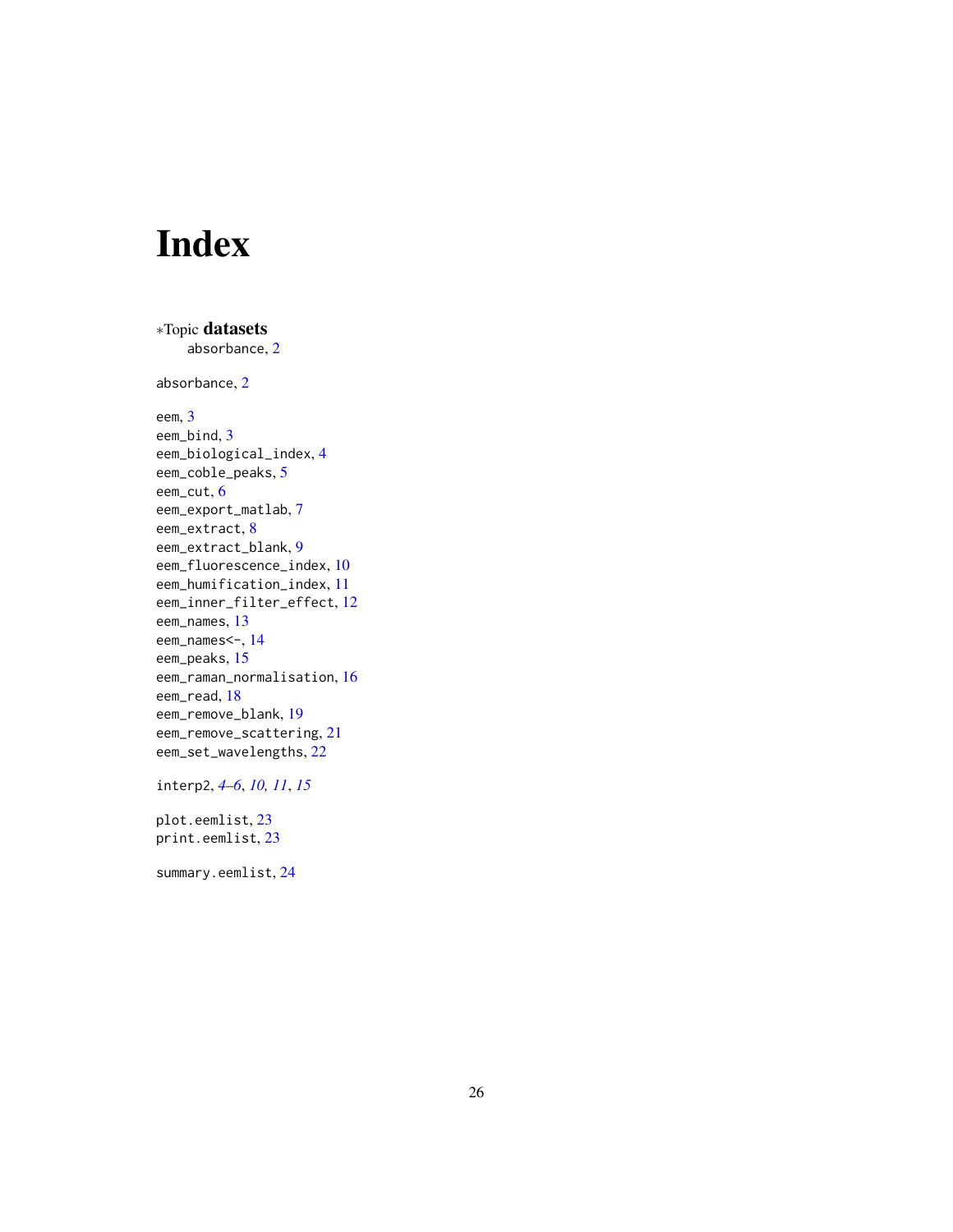# Index

*Topic **datasets**
 absorbance, 2

absorbance, 2

eem, 3
eem_bind, 3
eem_biological_index, 4
eem_coble_peaks, 5
eem_cut, 6
eem_export_matlab, 7
eem_extract, 8
eem_extract_blank, 9
eem_fluorescence_index, 10
eem_humification_index, 11
eem_inner_filter_effect, 12
eem_names, 13
eem_names<-, 14
eem_peaks, 15
eem_raman_normalisation, 16
eem_read, 18
eem_remove_blank, 19
eem_remove_scattering, 21
eem_set_wavelengths, 22

interp2, *4–6*, *10*, *11*, *15*

plot.eemlist, 23
print.eemlist, 23

summary.eemlist, 24